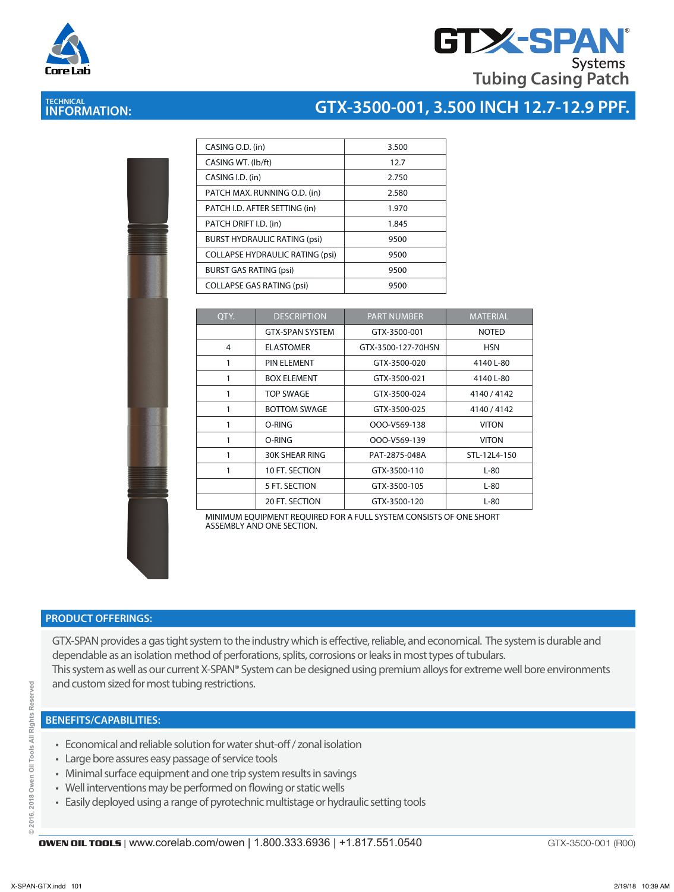# GTX-SPAN® Systems Tubing Casing Patch

## TECHNICAL INFORMATION: GTX-3500-001, 3.500 INCH 12.7-12.9 PPF.

| | |
|---|---|
| CASING O.D. (in) | 3.500 |
| CASING WT. (lb/ft) | 12.7 |
| CASING I.D. (in) | 2.750 |
| PATCH MAX. RUNNING O.D. (in) | 2.580 |
| PATCH I.D. AFTER SETTING (in) | 1.970 |
| PATCH DRIFT I.D. (in) | 1.845 |
| BURST HYDRAULIC RATING (psi) | 9500 |
| COLLAPSE HYDRAULIC RATING (psi) | 9500 |
| BURST GAS RATING (psi) | 9500 |
| COLLAPSE GAS RATING (psi) | 9500 |

| QTY. | DESCRIPTION | PART NUMBER | MATERIAL |
|---|---|---|---|
| | GTX-SPAN SYSTEM | GTX-3500-001 | NOTED |
| 4 | ELASTOMER | GTX-3500-127-70HSN | HSN |
| 1 | PIN ELEMENT | GTX-3500-020 | 4140 L-80 |
| 1 | BOX ELEMENT | GTX-3500-021 | 4140 L-80 |
| 1 | TOP SWAGE | GTX-3500-024 | 4140 / 4142 |
| 1 | BOTTOM SWAGE | GTX-3500-025 | 4140 / 4142 |
| 1 | O-RING | OOO-V569-138 | VITON |
| 1 | O-RING | OOO-V569-139 | VITON |
| 1 | 30K SHEAR RING | PAT-2875-048A | STL-12L4-150 |
| 1 | 10 FT. SECTION | GTX-3500-110 | L-80 |
| | 5 FT. SECTION | GTX-3500-105 | L-80 |
| | 20 FT. SECTION | GTX-3500-120 | L-80 |

MINIMUM EQUIPMENT REQUIRED FOR A FULL SYSTEM CONSISTS OF ONE SHORT ASSEMBLY AND ONE SECTION.

## PRODUCT OFFERINGS:

GTX-SPAN provides a gas tight system to the industry which is effective, reliable, and economical. The system is durable and dependable as an isolation method of perforations, splits, corrosions or leaks in most types of tubulars.
This system as well as our current X-SPAN® System can be designed using premium alloys for extreme well bore environments and custom sized for most tubing restrictions.

## BENEFITS/CAPABILITIES:

- Economical and reliable solution for water shut-off / zonal isolation
- Large bore assures easy passage of service tools
- Minimal surface equipment and one trip system results in savings
- Well interventions may be performed on flowing or static wells
- Easily deployed using a range of pyrotechnic multistage or hydraulic setting tools

© 2016, 2018 Owen Oil Tools All Rights Reserved

**OWEN OIL TOOLS** | www.corelab.com/owen | 1.800.333.6936 | +1.817.551.0540 GTX-3500-001 (R00)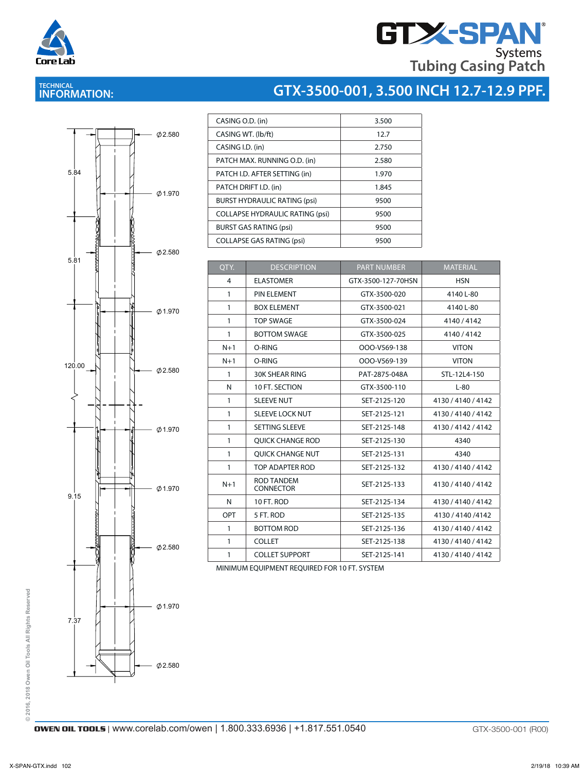# GTX-SPAN® Systems Tubing Casing Patch

## TECHNICAL INFORMATION:

## GTX-3500-001, 3.500 INCH 12.7-12.9 PPF.

| | |
|---|---|
| CASING O.D. (in) | 3.500 |
| CASING WT. (lb/ft) | 12.7 |
| CASING I.D. (in) | 2.750 |
| PATCH MAX. RUNNING O.D. (in) | 2.580 |
| PATCH I.D. AFTER SETTING (in) | 1.970 |
| PATCH DRIFT I.D. (in) | 1.845 |
| BURST HYDRAULIC RATING (psi) | 9500 |
| COLLAPSE HYDRAULIC RATING (psi) | 9500 |
| BURST GAS RATING (psi) | 9500 |
| COLLAPSE GAS RATING (psi) | 9500 |

| QTY. | DESCRIPTION | PART NUMBER | MATERIAL |
|---|---|---|---|
| 4 | ELASTOMER | GTX-3500-127-70HSN | HSN |
| 1 | PIN ELEMENT | GTX-3500-020 | 4140 L-80 |
| 1 | BOX ELEMENT | GTX-3500-021 | 4140 L-80 |
| 1 | TOP SWAGE | GTX-3500-024 | 4140 / 4142 |
| 1 | BOTTOM SWAGE | GTX-3500-025 | 4140 / 4142 |
| N+1 | O-RING | OOO-V569-138 | VITON |
| N+1 | O-RING | OOO-V569-139 | VITON |
| 1 | 30K SHEAR RING | PAT-2875-048A | STL-12L4-150 |
| N | 10 FT. SECTION | GTX-3500-110 | L-80 |
| 1 | SLEEVE NUT | SET-2125-120 | 4130 / 4140 / 4142 |
| 1 | SLEEVE LOCK NUT | SET-2125-121 | 4130 / 4140 / 4142 |
| 1 | SETTING SLEEVE | SET-2125-148 | 4130 / 4142 / 4142 |
| 1 | QUICK CHANGE ROD | SET-2125-130 | 4340 |
| 1 | QUICK CHANGE NUT | SET-2125-131 | 4340 |
| 1 | TOP ADAPTER ROD | SET-2125-132 | 4130 / 4140 / 4142 |
| N+1 | ROD TANDEM CONNECTOR | SET-2125-133 | 4130 / 4140 / 4142 |
| N | 10 FT. ROD | SET-2125-134 | 4130 / 4140 / 4142 |
| OPT | 5 FT. ROD | SET-2125-135 | 4130 / 4140 /4142 |
| 1 | BOTTOM ROD | SET-2125-136 | 4130 / 4140 / 4142 |
| 1 | COLLET | SET-2125-138 | 4130 / 4140 / 4142 |
| 1 | COLLET SUPPORT | SET-2125-141 | 4130 / 4140 / 4142 |

MINIMUM EQUIPMENT REQUIRED FOR 10 FT. SYSTEM

© 2016, 2018 Owen Oil Tools All Rights Reserved

**OWEN OIL TOOLS** | www.corelab.com/owen | 1.800.333.6936 | +1.817.551.0540 GTX-3500-001 (R00)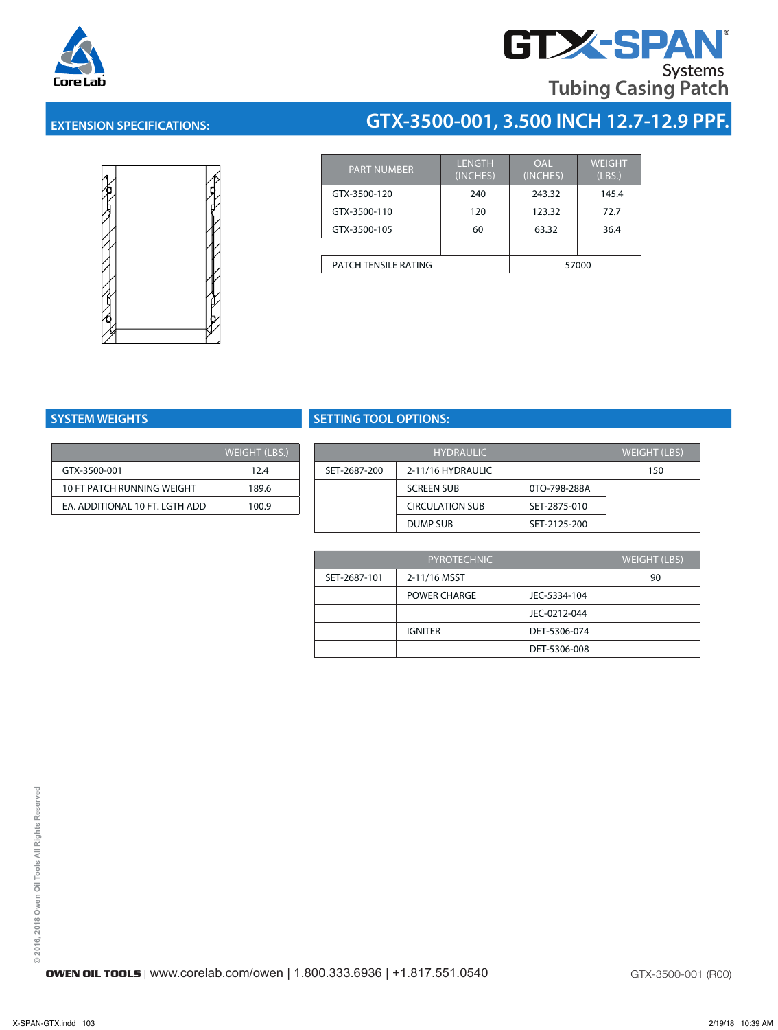GTX-SPAN® Systems
Tubing Casing Patch

## EXTENSION SPECIFICATIONS: GTX-3500-001, 3.500 INCH 12.7-12.9 PPF.

| PART NUMBER | LENGTH (INCHES) | OAL (INCHES) | WEIGHT (LBS.) |
|---|---|---|---|
| GTX-3500-120 | 240 | 243.32 | 145.4 |
| GTX-3500-110 | 120 | 123.32 | 72.7 |
| GTX-3500-105 | 60 | 63.32 | 36.4 |
| | | | |
| PATCH TENSILE RATING | | 57000 | |

## SYSTEM WEIGHTS

| | WEIGHT (LBS.) |
|---|---|
| GTX-3500-001 | 12.4 |
| 10 FT PATCH RUNNING WEIGHT | 189.6 |
| EA. ADDITIONAL 10 FT. LGTH ADD | 100.9 |

## SETTING TOOL OPTIONS:

| HYDRAULIC | | | WEIGHT (LBS) |
|---|---|---|---|
| SET-2687-200 | 2-11/16 HYDRAULIC | | 150 |
| | SCREEN SUB | 0TO-798-288A | |
| | CIRCULATION SUB | SET-2875-010 | |
| | DUMP SUB | SET-2125-200 | |

| PYROTECHNIC | | | WEIGHT (LBS) |
|---|---|---|---|
| SET-2687-101 | 2-11/16 MSST | | 90 |
| | POWER CHARGE | JEC-5334-104 | |
| | | JEC-0212-044 | |
| | IGNITER | DET-5306-074 | |
| | | DET-5306-008 | |

© 2016, 2018 Owen Oil Tools All Rights Reserved

OWEN OIL TOOLS | www.corelab.com/owen | 1.800.333.6936 | +1.817.551.0540 GTX-3500-001 (R00)